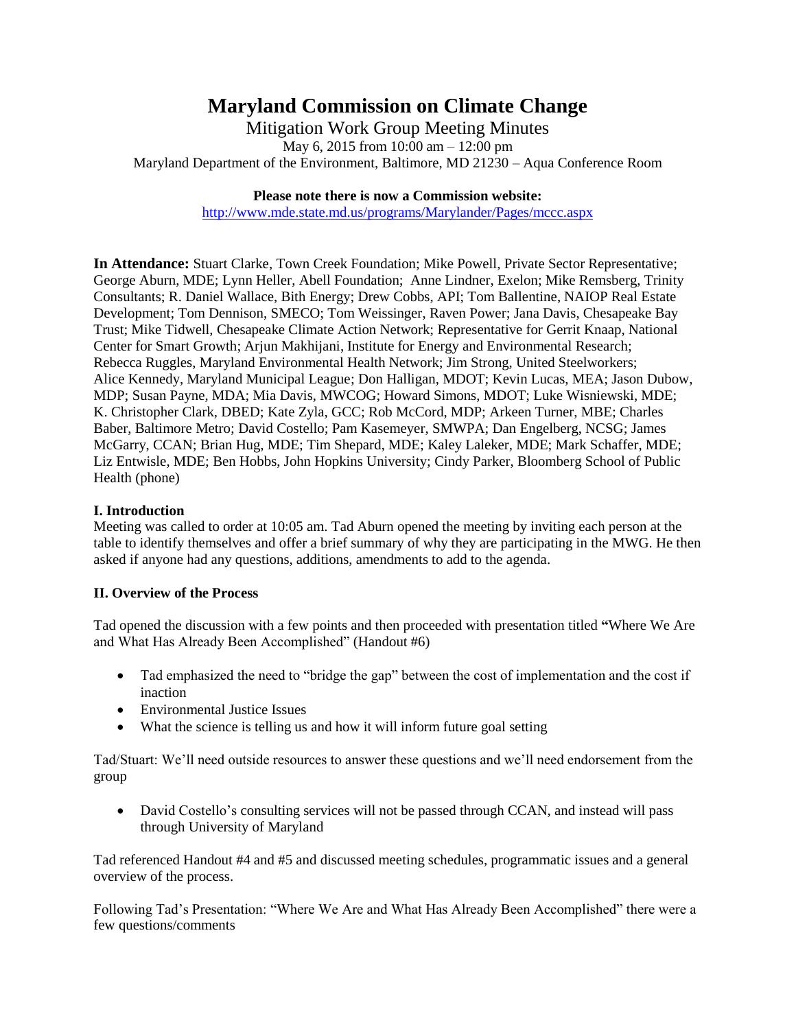# Maryland Commission on Climate Change

Mitigation Work Group Meeting Minutes

May 6, 2015 from 10:00 am – 12:00 pm

Maryland Department of the Environment, Baltimore, MD 21230 – Aqua Conference Room

**Please note there is now a Commission website:**

http://www.mde.state.md.us/programs/Marylander/Pages/mccc.aspx

**In Attendance:** Stuart Clarke, Town Creek Foundation; Mike Powell, Private Sector Representative; George Aburn, MDE; Lynn Heller, Abell Foundation; Anne Lindner, Exelon; Mike Remsberg, Trinity Consultants; R. Daniel Wallace, Bith Energy; Drew Cobbs, API; Tom Ballentine, NAIOP Real Estate Development; Tom Dennison, SMECO; Tom Weissinger, Raven Power; Jana Davis, Chesapeake Bay Trust; Mike Tidwell, Chesapeake Climate Action Network; Representative for Gerrit Knaap, National Center for Smart Growth; Arjun Makhijani, Institute for Energy and Environmental Research; Rebecca Ruggles, Maryland Environmental Health Network; Jim Strong, United Steelworkers; Alice Kennedy, Maryland Municipal League; Don Halligan, MDOT; Kevin Lucas, MEA; Jason Dubow, MDP; Susan Payne, MDA; Mia Davis, MWCOG; Howard Simons, MDOT; Luke Wisniewski, MDE; K. Christopher Clark, DBED; Kate Zyla, GCC; Rob McCord, MDP; Arkeen Turner, MBE; Charles Baber, Baltimore Metro; David Costello; Pam Kasemeyer, SMWPA; Dan Engelberg, NCSG; James McGarry, CCAN; Brian Hug, MDE; Tim Shepard, MDE; Kaley Laleker, MDE; Mark Schaffer, MDE; Liz Entwisle, MDE; Ben Hobbs, John Hopkins University; Cindy Parker, Bloomberg School of Public Health (phone)

**I. Introduction**

Meeting was called to order at 10:05 am. Tad Aburn opened the meeting by inviting each person at the table to identify themselves and offer a brief summary of why they are participating in the MWG. He then asked if anyone had any questions, additions, amendments to add to the agenda.

**II. Overview of the Process**

Tad opened the discussion with a few points and then proceeded with presentation titled **"**Where We Are and What Has Already Been Accomplished" (Handout #6)

- Tad emphasized the need to "bridge the gap" between the cost of implementation and the cost if inaction
- Environmental Justice Issues
- What the science is telling us and how it will inform future goal setting

Tad/Stuart: We'll need outside resources to answer these questions and we'll need endorsement from the group

- David Costello's consulting services will not be passed through CCAN, and instead will pass through University of Maryland

Tad referenced Handout #4 and #5 and discussed meeting schedules, programmatic issues and a general overview of the process.

Following Tad's Presentation: "Where We Are and What Has Already Been Accomplished" there were a few questions/comments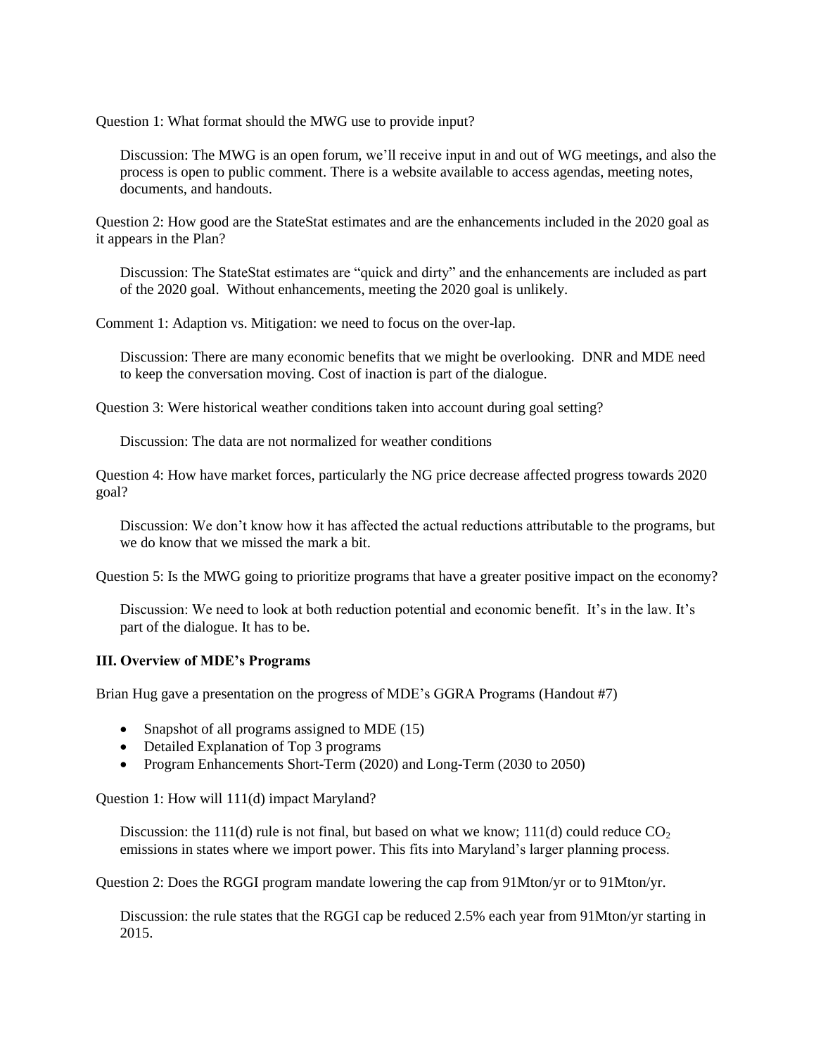Question 1: What format should the MWG use to provide input?

Discussion: The MWG is an open forum, we'll receive input in and out of WG meetings, and also the process is open to public comment. There is a website available to access agendas, meeting notes, documents, and handouts.

Question 2: How good are the StateStat estimates and are the enhancements included in the 2020 goal as it appears in the Plan?

Discussion: The StateStat estimates are "quick and dirty" and the enhancements are included as part of the 2020 goal. Without enhancements, meeting the 2020 goal is unlikely.

Comment 1: Adaption vs. Mitigation: we need to focus on the over-lap.

Discussion: There are many economic benefits that we might be overlooking. DNR and MDE need to keep the conversation moving. Cost of inaction is part of the dialogue.

Question 3: Were historical weather conditions taken into account during goal setting?

Discussion: The data are not normalized for weather conditions

Question 4: How have market forces, particularly the NG price decrease affected progress towards 2020 goal?

Discussion: We don't know how it has affected the actual reductions attributable to the programs, but we do know that we missed the mark a bit.

Question 5: Is the MWG going to prioritize programs that have a greater positive impact on the economy?

Discussion: We need to look at both reduction potential and economic benefit. It's in the law. It's part of the dialogue. It has to be.

**III. Overview of MDE's Programs**

Brian Hug gave a presentation on the progress of MDE's GGRA Programs (Handout #7)

- Snapshot of all programs assigned to MDE (15)
- Detailed Explanation of Top 3 programs
- Program Enhancements Short-Term (2020) and Long-Term (2030 to 2050)

Question 1: How will 111(d) impact Maryland?

Discussion: the 111(d) rule is not final, but based on what we know; 111(d) could reduce $CO_2$ emissions in states where we import power. This fits into Maryland's larger planning process.

Question 2: Does the RGGI program mandate lowering the cap from 91Mton/yr or to 91Mton/yr.

Discussion: the rule states that the RGGI cap be reduced 2.5% each year from 91Mton/yr starting in 2015.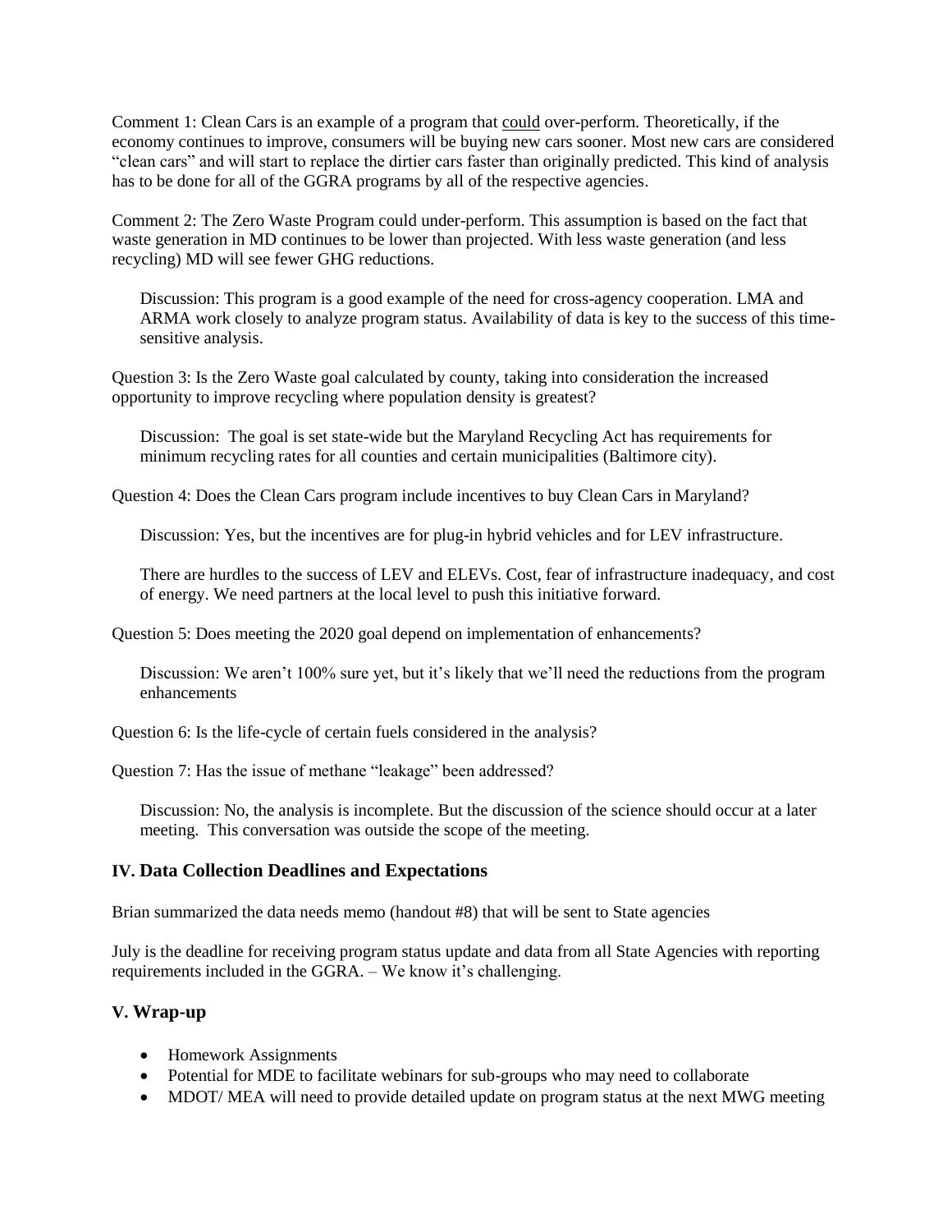Comment 1: Clean Cars is an example of a program that could over-perform. Theoretically, if the economy continues to improve, consumers will be buying new cars sooner. Most new cars are considered "clean cars" and will start to replace the dirtier cars faster than originally predicted. This kind of analysis has to be done for all of the GGRA programs by all of the respective agencies.

Comment 2: The Zero Waste Program could under-perform. This assumption is based on the fact that waste generation in MD continues to be lower than projected. With less waste generation (and less recycling) MD will see fewer GHG reductions.

> Discussion: This program is a good example of the need for cross-agency cooperation. LMA and ARMA work closely to analyze program status. Availability of data is key to the success of this time-sensitive analysis.

Question 3: Is the Zero Waste goal calculated by county, taking into consideration the increased opportunity to improve recycling where population density is greatest?

> Discussion: The goal is set state-wide but the Maryland Recycling Act has requirements for minimum recycling rates for all counties and certain municipalities (Baltimore city).

Question 4: Does the Clean Cars program include incentives to buy Clean Cars in Maryland?

> Discussion: Yes, but the incentives are for plug-in hybrid vehicles and for LEV infrastructure.
>
> There are hurdles to the success of LEV and ELEVs. Cost, fear of infrastructure inadequacy, and cost of energy. We need partners at the local level to push this initiative forward.

Question 5: Does meeting the 2020 goal depend on implementation of enhancements?

> Discussion: We aren't 100% sure yet, but it's likely that we'll need the reductions from the program enhancements

Question 6: Is the life-cycle of certain fuels considered in the analysis?

Question 7: Has the issue of methane "leakage" been addressed?

> Discussion: No, the analysis is incomplete. But the discussion of the science should occur at a later meeting. This conversation was outside the scope of the meeting.

### IV. Data Collection Deadlines and Expectations

Brian summarized the data needs memo (handout #8) that will be sent to State agencies

July is the deadline for receiving program status update and data from all State Agencies with reporting requirements included in the GGRA. – We know it's challenging.

### V. Wrap-up

- Homework Assignments
- Potential for MDE to facilitate webinars for sub-groups who may need to collaborate
- MDOT/ MEA will need to provide detailed update on program status at the next MWG meeting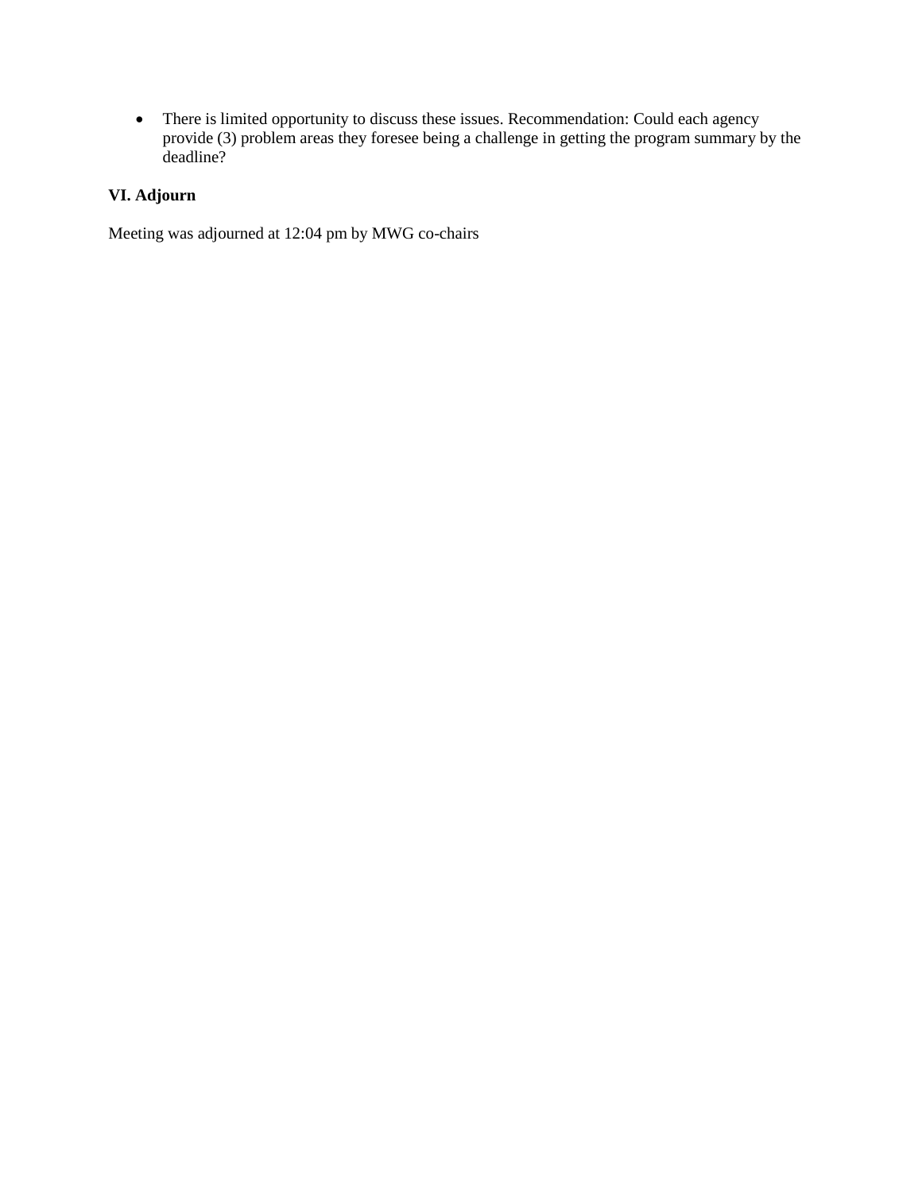- There is limited opportunity to discuss these issues. Recommendation: Could each agency provide (3) problem areas they foresee being a challenge in getting the program summary by the deadline?

**VI. Adjourn**

Meeting was adjourned at 12:04 pm by MWG co-chairs